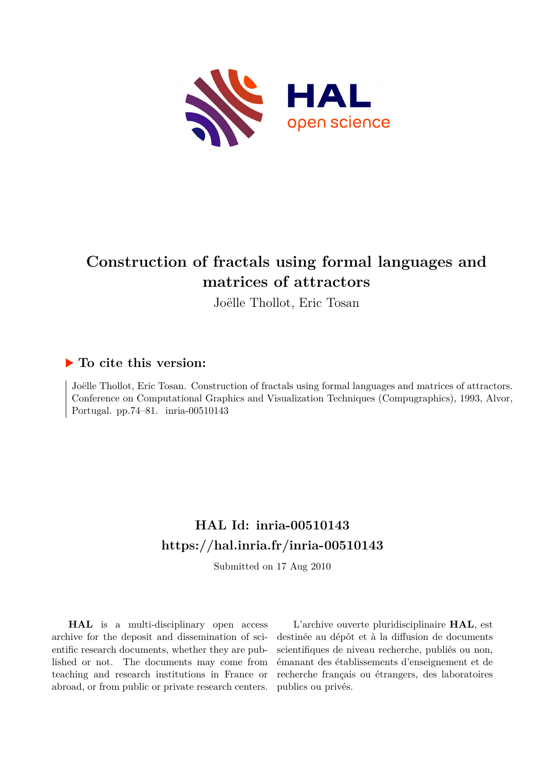# Construction of fractals using formal languages and matrices of attractors

Joëlle Thollot, Eric Tosan

## ▶ To cite this version:

Joëlle Thollot, Eric Tosan. Construction of fractals using formal languages and matrices of attractors. Conference on Computational Graphics and Visualization Techniques (Compugraphics), 1993, Alvor, Portugal. pp.74–81. inria-00510143

## HAL Id: inria-00510143

## https://hal.inria.fr/inria-00510143

Submitted on 17 Aug 2010

**HAL** is a multi-disciplinary open access archive for the deposit and dissemination of scientific research documents, whether they are published or not. The documents may come from teaching and research institutions in France or abroad, or from public or private research centers.

L'archive ouverte pluridisciplinaire **HAL**, est destinée au dépôt et à la diffusion de documents scientifiques de niveau recherche, publiés ou non, émanant des établissements d'enseignement et de recherche français ou étrangers, des laboratoires publics ou privés.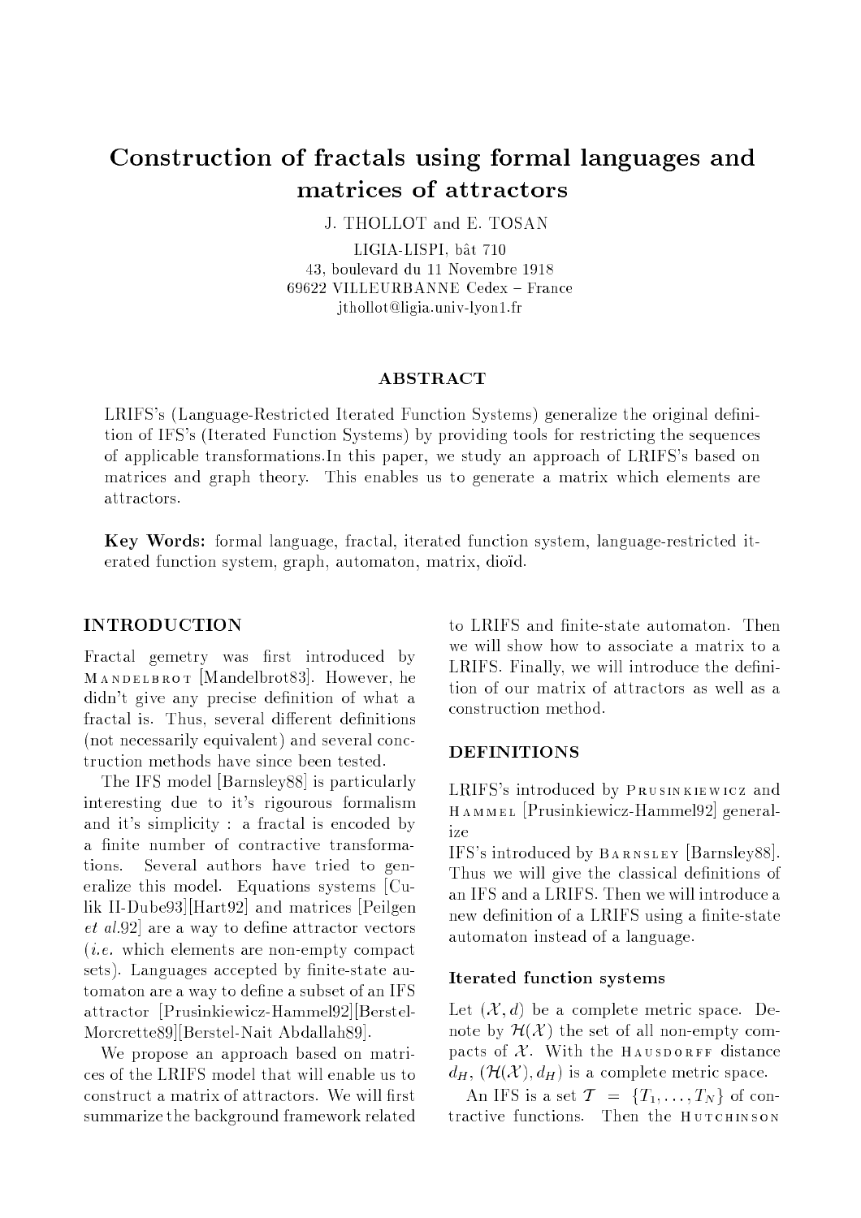# Construction of fractals using formal languages and matrices of attractors

J. THOLLOT and E. TOSAN

LIGIA-LISPI, bât 710
43, boulevard du 11 Novembre 1918
69622 VILLEURBANNE Cedex – France
jthollot@ligia.univ-lyon1.fr

## ABSTRACT

LRIFS's (Language-Restricted Iterated Function Systems) generalize the original definition of IFS's (Iterated Function Systems) by providing tools for restricting the sequences of applicable transformations.In this paper, we study an approach of LRIFS's based on matrices and graph theory. This enables us to generate a matrix which elements are attractors.

**Key Words:** formal language, fractal, iterated function system, language-restricted iterated function system, graph, automaton, matrix, dioïd.

## INTRODUCTION

Fractal gemetry was first introduced by MANDELBROT [Mandelbrot83]. However, he didn't give any precise definition of what a fractal is. Thus, several different definitions (not necessarily equivalent) and several conctruction methods have since been tested.

The IFS model [Barnsley88] is particularly interesting due to it's rigourous formalism and it's simplicity : a fractal is encoded by a finite number of contractive transformations. Several authors have tried to generalize this model. Equations systems [Culik II-Dube93][Hart92] and matrices [Peilgen *et al.*92] are a way to define attractor vectors (*i.e.* which elements are non-empty compact sets). Languages accepted by finite-state automaton are a way to define a subset of an IFS attractor [Prusinkiewicz-Hammel92][Berstel-Morcrette89][Berstel-Nait Abdallah89].

We propose an approach based on matrices of the LRIFS model that will enable us to construct a matrix of attractors. We will first summarize the background framework related to LRIFS and finite-state automaton. Then we will show how to associate a matrix to a LRIFS. Finally, we will introduce the definition of our matrix of attractors as well as a construction method.

## DEFINITIONS

LRIFS's introduced by PRUSINKIEWICZ and HAMMEL [Prusinkiewicz-Hammel92] generalize IFS's introduced by BARNSLEY [Barnsley88]. Thus we will give the classical definitions of an IFS and a LRIFS. Then we will introduce a new definition of a LRIFS using a finite-state automaton instead of a language.

### Iterated function systems

Let $(\mathcal{X}, d)$ be a complete metric space. Denote by $\mathcal{H}(\mathcal{X})$ the set of all non-empty compacts of $\mathcal{X}$. With the HAUSDORFF distance $d_H$, $(\mathcal{H}(\mathcal{X}), d_H)$ is a complete metric space.

An IFS is a set $\mathcal{T} = \{T_1, \ldots, T_N\}$ of contractive functions. Then the HUTCHINSON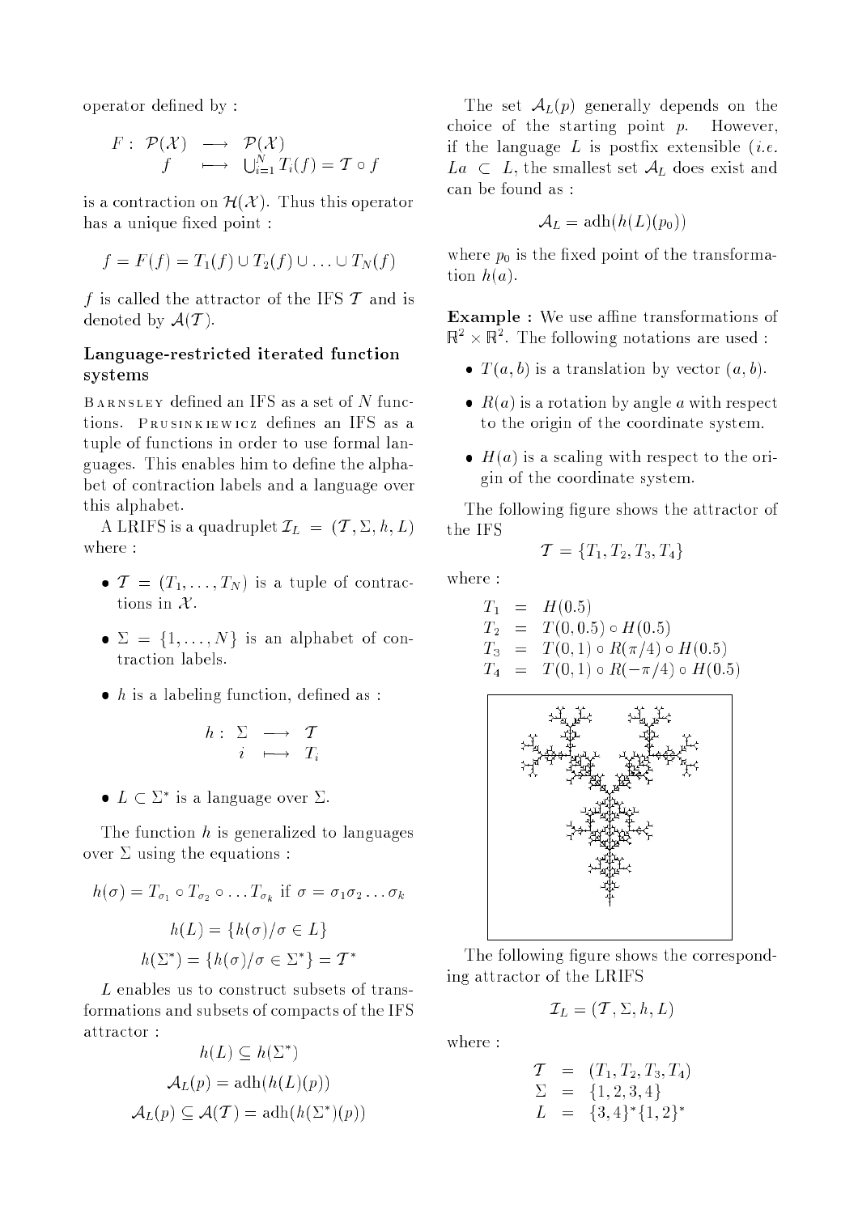operator defined by :

$$F: \mathcal{P}(\mathcal{X}) \longrightarrow \mathcal{P}(\mathcal{X})$$
$$f \longmapsto \bigcup_{i=1}^{N} T_i(f) = \mathcal{T} \circ f$$

is a contraction on $\mathcal{H}(\mathcal{X})$. Thus this operator has a unique fixed point :

$$f = F(f) = T_1(f) \cup T_2(f) \cup \ldots \cup T_N(f)$$

$f$ is called the attractor of the IFS $\mathcal{T}$ and is denoted by $\mathcal{A}(\mathcal{T})$.

### Language-restricted iterated function systems

Barnsley defined an IFS as a set of $N$ functions. Prusinkiewicz defines an IFS as a tuple of functions in order to use formal languages. This enables him to define the alphabet of contraction labels and a language over this alphabet.

A LRIFS is a quadruplet $\mathcal{I}_L = (\mathcal{T}, \Sigma, h, L)$ where :

- $\mathcal{T} = (T_1, \ldots, T_N)$ is a tuple of contractions in $\mathcal{X}$.
- $\Sigma = \{1, \ldots, N\}$ is an alphabet of contraction labels.
- $h$ is a labeling function, defined as :

$$h: \Sigma \longrightarrow \mathcal{T}$$
$$i \longmapsto T_i$$

- $L \subset \Sigma^*$ is a language over $\Sigma$.

The function $h$ is generalized to languages over $\Sigma$ using the equations :

$$h(\sigma) = T_{\sigma_1} \circ T_{\sigma_2} \circ \ldots T_{\sigma_k} \text{ if } \sigma = \sigma_1\sigma_2\ldots\sigma_k$$

$$h(L) = \{h(\sigma)/\sigma \in L\}$$

$$h(\Sigma^*) = \{h(\sigma)/\sigma \in \Sigma^*\} = \mathcal{T}^*$$

$L$ enables us to construct subsets of transformations and subsets of compacts of the IFS attractor :

$$h(L) \subseteq h(\Sigma^*)$$

$$\mathcal{A}_L(p) = \text{adh}(h(L)(p))$$

$$\mathcal{A}_L(p) \subseteq \mathcal{A}(\mathcal{T}) = \text{adh}(h(\Sigma^*)(p))$$

The set $\mathcal{A}_L(p)$ generally depends on the choice of the starting point $p$. However, if the language $L$ is postfix extensible (*i.e.* $La \subset L$, the smallest set $\mathcal{A}_L$ does exist and can be found as :

$$\mathcal{A}_L = \text{adh}(h(L)(p_0))$$

where $p_0$ is the fixed point of the transformation $h(a)$.

**Example :** We use affine transformations of $\mathbb{R}^2 \times \mathbb{R}^2$. The following notations are used :

- $T(a, b)$ is a translation by vector $(a, b)$.
- $R(a)$ is a rotation by angle $a$ with respect to the origin of the coordinate system.
- $H(a)$ is a scaling with respect to the origin of the coordinate system.

The following figure shows the attractor of the IFS

$$\mathcal{T} = \{T_1, T_2, T_3, T_4\}$$

where :

$$\begin{aligned} T_1 &= H(0.5) \\ T_2 &= T(0, 0.5) \circ H(0.5) \\ T_3 &= T(0, 1) \circ R(\pi/4) \circ H(0.5) \\ T_4 &= T(0, 1) \circ R(-\pi/4) \circ H(0.5) \end{aligned}$$

The following figure shows the corresponding attractor of the LRIFS

$$\mathcal{I}_L = (\mathcal{T}, \Sigma, h, L)$$

where :

$$\begin{aligned} \mathcal{T} &= (T_1, T_2, T_3, T_4) \\ \Sigma &= \{1, 2, 3, 4\} \\ L &= \{3, 4\}^*\{1, 2\}^* \end{aligned}$$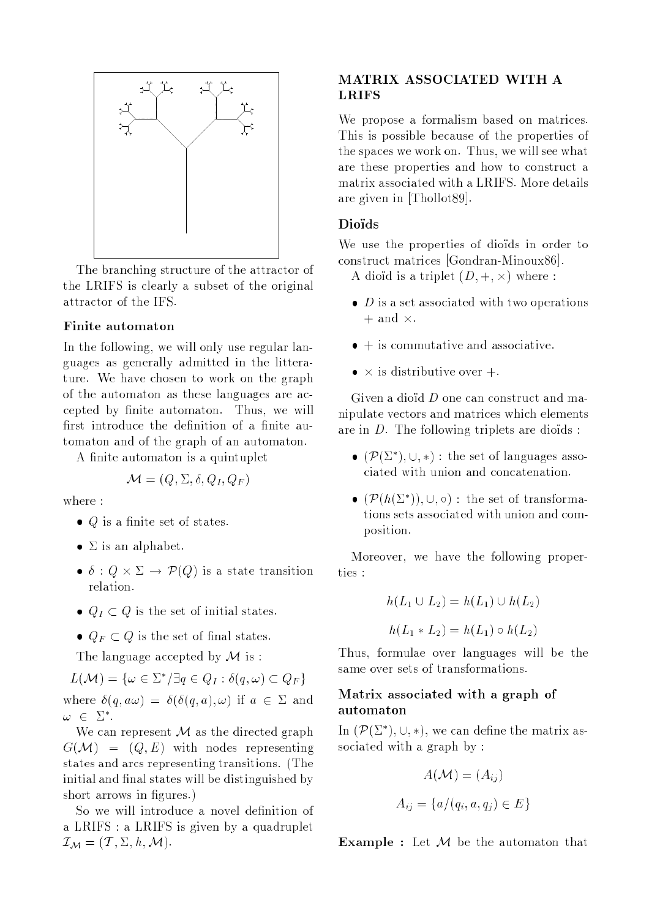The branching structure of the attractor of the LRIFS is clearly a subset of the original attractor of the IFS.

### Finite automaton

In the following, we will only use regular languages as generally admitted in the litterature. We have chosen to work on the graph of the automaton as these languages are accepted by finite automaton. Thus, we will first introduce the definition of a finite automaton and of the graph of an automaton.

A finite automaton is a quintuplet

$$\mathcal{M} = (Q, \Sigma, \delta, Q_I, Q_F)$$

where :

- $Q$ is a finite set of states.
- $\Sigma$ is an alphabet.
- $\delta : Q \times \Sigma \rightarrow \mathcal{P}(Q)$ is a state transition relation.
- $Q_I \subset Q$ is the set of initial states.
- $Q_F \subset Q$ is the set of final states.

The language accepted by $\mathcal{M}$ is :

$$L(\mathcal{M}) = \{\omega \in \Sigma^* / \exists q \in Q_I : \delta(q, \omega) \subset Q_F\}$$

where $\delta(q, a\omega) = \delta(\delta(q,a), \omega)$ if $a \in \Sigma$ and $\omega \in \Sigma^*$.

We can represent $\mathcal{M}$ as the directed graph $G(\mathcal{M}) = (Q, E)$ with nodes representing states and arcs representing transitions. (The initial and final states will be distinguished by short arrows in figures.)

So we will introduce a novel definition of a LRIFS : a LRIFS is given by a quadruplet $\mathcal{I}_{\mathcal{M}} = (\mathcal{T}, \Sigma, h, \mathcal{M})$.

## MATRIX ASSOCIATED WITH A LRIFS

We propose a formalism based on matrices. This is possible because of the properties of the spaces we work on. Thus, we will see what are these properties and how to construct a matrix associated with a LRIFS. More details are given in [Thollot89].

### Dioïds

We use the properties of dioïds in order to construct matrices [Gondran-Minoux86].

A dioïd is a triplet $(D, +, \times)$ where :

- $D$ is a set associated with two operations $+$ and $\times$.
- $+$ is commutative and associative.
- $\times$ is distributive over $+$.

Given a dioïd $D$ one can construct and manipulate vectors and matrices which elements are in $D$. The following triplets are dioïds :

- $(\mathcal{P}(\Sigma^*), \cup, *)$ : the set of languages associated with union and concatenation.
- $(\mathcal{P}(h(\Sigma^*)), \cup, \circ)$ : the set of transformations sets associated with union and composition.

Moreover, we have the following properties :

$$h(L_1 \cup L_2) = h(L_1) \cup h(L_2)$$

$$h(L_1 * L_2) = h(L_1) \circ h(L_2)$$

Thus, formulae over languages will be the same over sets of transformations.

### Matrix associated with a graph of automaton

In $(\mathcal{P}(\Sigma^*), \cup, *)$, we can define the matrix associated with a graph by :

$$A(\mathcal{M}) = (A_{ij})$$

$$A_{ij} = \{a / (q_i, a, q_j) \in E\}$$

**Example :** Let $\mathcal{M}$ be the automaton that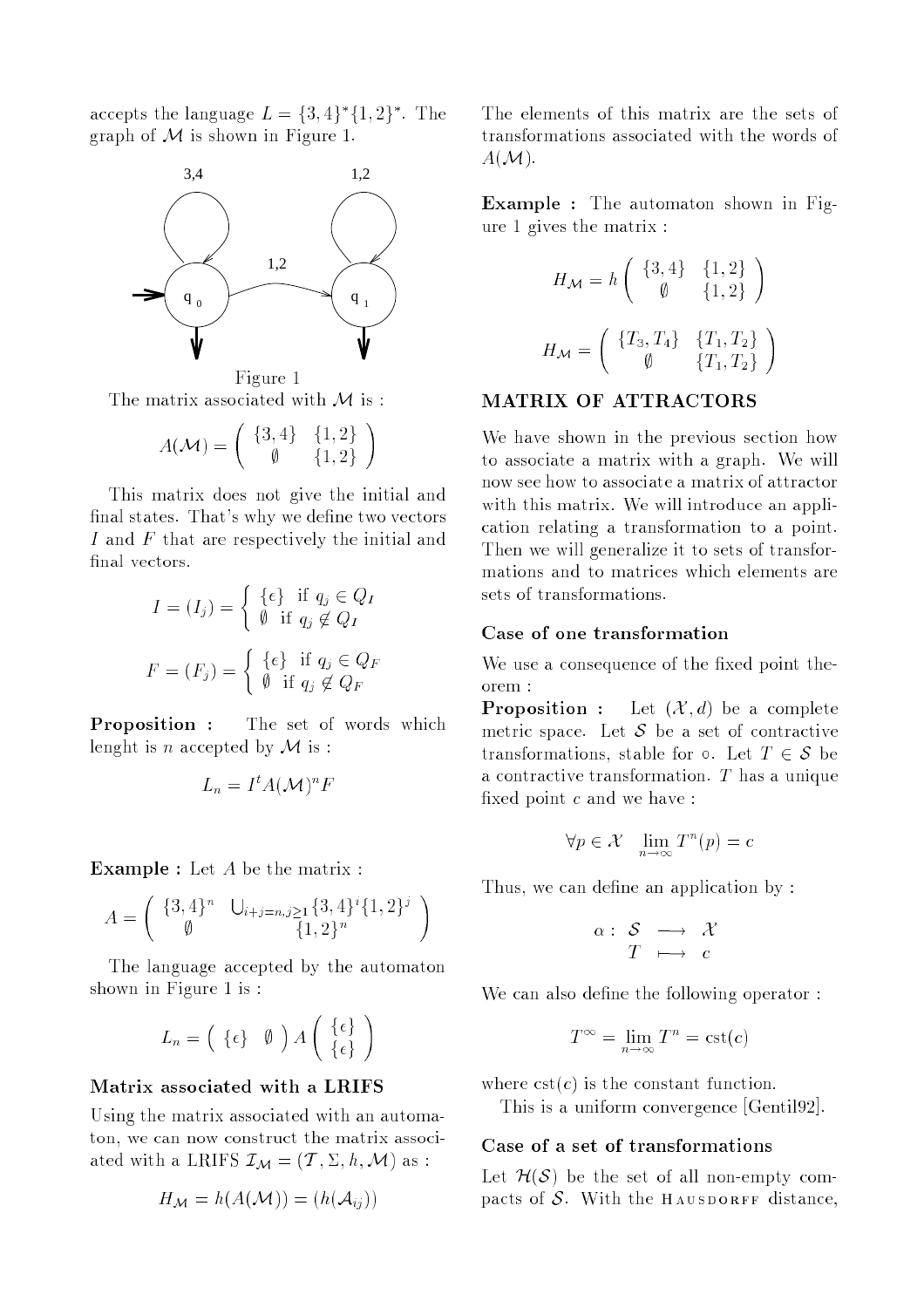accepts the language $L = \{3,4\}^*\{1,2\}^*$. The graph of $\mathcal{M}$ is shown in Figure 1.

Figure 1

The matrix associated with $\mathcal{M}$ is :

$$A(\mathcal{M}) = \begin{pmatrix} \{3,4\} & \{1,2\} \\ \emptyset & \{1,2\} \end{pmatrix}$$

This matrix does not give the initial and final states. That's why we define two vectors $I$ and $F$ that are respectively the initial and final vectors.

$$I = (I_j) = \begin{cases} \{\epsilon\} & \text{if } q_j \in Q_I \\ \emptyset & \text{if } q_j \notin Q_I \end{cases}$$

$$F = (F_j) = \begin{cases} \{\epsilon\} & \text{if } q_j \in Q_F \\ \emptyset & \text{if } q_j \notin Q_F \end{cases}$$

**Proposition :** The set of words which lenght is $n$ accepted by $\mathcal{M}$ is :

$$L_n = I^t A(\mathcal{M})^n F$$

**Example :** Let $A$ be the matrix :

$$A = \begin{pmatrix} \{3,4\}^n & \bigcup_{i+j=n, j\geq 1}\{3,4\}^i\{1,2\}^j \\ \emptyset & \{1,2\}^n \end{pmatrix}$$

The language accepted by the automaton shown in Figure 1 is :

$$L_n = \begin{pmatrix} \{\epsilon\} & \emptyset \end{pmatrix} A \begin{pmatrix} \{\epsilon\} \\ \{\epsilon\} \end{pmatrix}$$

### Matrix associated with a LRIFS

Using the matrix associated with an automaton, we can now construct the matrix associated with a LRIFS $\mathcal{I}_\mathcal{M} = (\mathcal{T}, \Sigma, h, \mathcal{M})$ as :

$$H_\mathcal{M} = h(A(\mathcal{M})) = (h(\mathcal{A}_{ij}))$$

The elements of this matrix are the sets of transformations associated with the words of $A(\mathcal{M})$.

**Example :** The automaton shown in Figure 1 gives the matrix :

$$H_\mathcal{M} = h\begin{pmatrix} \{3,4\} & \{1,2\} \\ \emptyset & \{1,2\} \end{pmatrix}$$

$$H_\mathcal{M} = \begin{pmatrix} \{T_3, T_4\} & \{T_1, T_2\} \\ \emptyset & \{T_1, T_2\} \end{pmatrix}$$

## MATRIX OF ATTRACTORS

We have shown in the previous section how to associate a matrix with a graph. We will now see how to associate a matrix of attractor with this matrix. We will introduce an application relating a transformation to a point. Then we will generalize it to sets of transformations and to matrices which elements are sets of transformations.

### Case of one transformation

We use a consequence of the fixed point theorem :

**Proposition :** Let $(\mathcal{X}, d)$ be a complete metric space. Let $\mathcal{S}$ be a set of contractive transformations, stable for $\circ$. Let $T \in \mathcal{S}$ be a contractive transformation. $T$ has a unique fixed point $c$ and we have :

$$\forall p \in \mathcal{X} \quad \lim_{n\to\infty} T^n(p) = c$$

Thus, we can define an application by :

$$\alpha : \begin{array}{ccc} \mathcal{S} & \longrightarrow & \mathcal{X} \\ T & \longmapsto & c \end{array}$$

We can also define the following operator :

$$T^\infty = \lim_{n\to\infty} T^n = \mathrm{cst}(c)$$

where $\mathrm{cst}(c)$ is the constant function.

This is a uniform convergence [Gentil92].

### Case of a set of transformations

Let $\mathcal{H}(\mathcal{S})$ be the set of all non-empty compacts of $\mathcal{S}$. With the Hausdorff distance,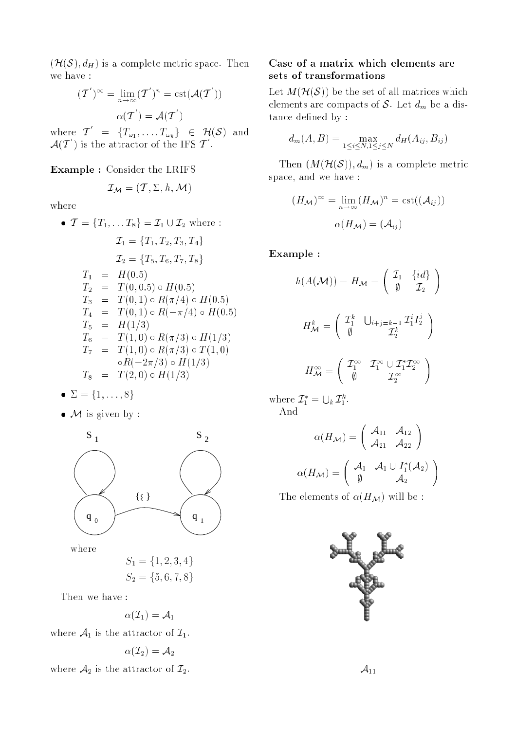$(\mathcal{H}(\mathcal{S}), d_H)$ is a complete metric space. Then we have :

$$(\mathcal{T}^{'})^{\infty} = \lim_{n\to\infty} (\mathcal{T}^{'})^{n} = \text{cst}(\mathcal{A}(\mathcal{T}^{'}))$$

$$\alpha(\mathcal{T}^{'}) = \mathcal{A}(\mathcal{T}^{'})$$

where $\mathcal{T}^{'} = \{T_{\omega_1}, \ldots, T_{\omega_k}\} \in \mathcal{H}(\mathcal{S})$ and $\mathcal{A}(\mathcal{T}^{'})$ is the attractor of the IFS $\mathcal{T}^{'}$.

**Example :** Consider the LRIFS

$$\mathcal{I}_{\mathcal{M}} = (\mathcal{T}, \Sigma, h, \mathcal{M})$$

where

- $\mathcal{T} = \{T_1, \ldots T_8\} = \mathcal{I}_1 \cup \mathcal{I}_2$ where :

$$\mathcal{I}_1 = \{T_1, T_2, T_3, T_4\}$$

$$\mathcal{I}_2 = \{T_5, T_6, T_7, T_8\}$$

$$\begin{aligned}
T_1 &= H(0.5) \\
T_2 &= T(0, 0.5) \circ H(0.5) \\
T_3 &= T(0, 1) \circ R(\pi/4) \circ H(0.5) \\
T_4 &= T(0, 1) \circ R(-\pi/4) \circ H(0.5) \\
T_5 &= H(1/3) \\
T_6 &= T(1, 0) \circ R(\pi/3) \circ H(1/3) \\
T_7 &= T(1, 0) \circ R(\pi/3) \circ T(1, 0) \\
&\quad \circ R(-2\pi/3) \circ H(1/3) \\
T_8 &= T(2, 0) \circ H(1/3)
\end{aligned}$$

- $\Sigma = \{1, \ldots, 8\}$
- $\mathcal{M}$ is given by :

where

$$S_1 = \{1, 2, 3, 4\}$$

$$S_2 = \{5, 6, 7, 8\}$$

Then we have :

$$\alpha(\mathcal{I}_1) = \mathcal{A}_1$$

where $\mathcal{A}_1$ is the attractor of $\mathcal{I}_1$.

$$\alpha(\mathcal{I}_2) = \mathcal{A}_2$$

where $\mathcal{A}_2$ is the attractor of $\mathcal{I}_2$.

**Case of a matrix which elements are sets of transformations**

Let $M(\mathcal{H}(\mathcal{S}))$ be the set of all matrices which elements are compacts of $\mathcal{S}$. Let $d_m$ be a distance defined by :

$$d_m(A, B) = \max_{1\leq i\leq N, 1\leq j\leq N} d_H(A_{ij}, B_{ij})$$

Then $(M(\mathcal{H}(\mathcal{S})), d_m)$ is a complete metric space, and we have :

$$(H_{\mathcal{M}})^{\infty} = \lim_{n\to\infty} (H_{\mathcal{M}})^{n} = \text{cst}((\mathcal{A}_{ij}))$$

$$\alpha(H_{\mathcal{M}}) = (\mathcal{A}_{ij})$$

**Example :**

$$h(A(\mathcal{M})) = H_{\mathcal{M}} = \begin{pmatrix} \mathcal{I}_1 & \{id\} \\ \emptyset & \mathcal{I}_2 \end{pmatrix}$$

$$H_{\mathcal{M}}^{k} = \begin{pmatrix} \mathcal{I}_1^{k} & \bigcup_{i+j=k-1} \mathcal{I}_1^{i} I_2^{j} \\ \emptyset & \mathcal{I}_2^{k} \end{pmatrix}$$

$$H_{\mathcal{M}}^{\infty} = \begin{pmatrix} \mathcal{I}_1^{\infty} & \mathcal{I}_1^{\infty} \cup \mathcal{I}_1^{*}\mathcal{I}_2^{\infty} \\ \emptyset & \mathcal{I}_2^{\infty} \end{pmatrix}$$

where $\mathcal{I}_1^{*} = \bigcup_k \mathcal{I}_1^{k}$.

And

$$\alpha(H_{\mathcal{M}}) = \begin{pmatrix} \mathcal{A}_{11} & \mathcal{A}_{12} \\ \mathcal{A}_{21} & \mathcal{A}_{22} \end{pmatrix}$$

$$\alpha(H_{\mathcal{M}}) = \begin{pmatrix} \mathcal{A}_1 & \mathcal{A}_1 \cup I_1^{*}(\mathcal{A}_2) \\ \emptyset & \mathcal{A}_2 \end{pmatrix}$$

The elements of $\alpha(H_{\mathcal{M}})$ will be :

$\mathcal{A}_{11}$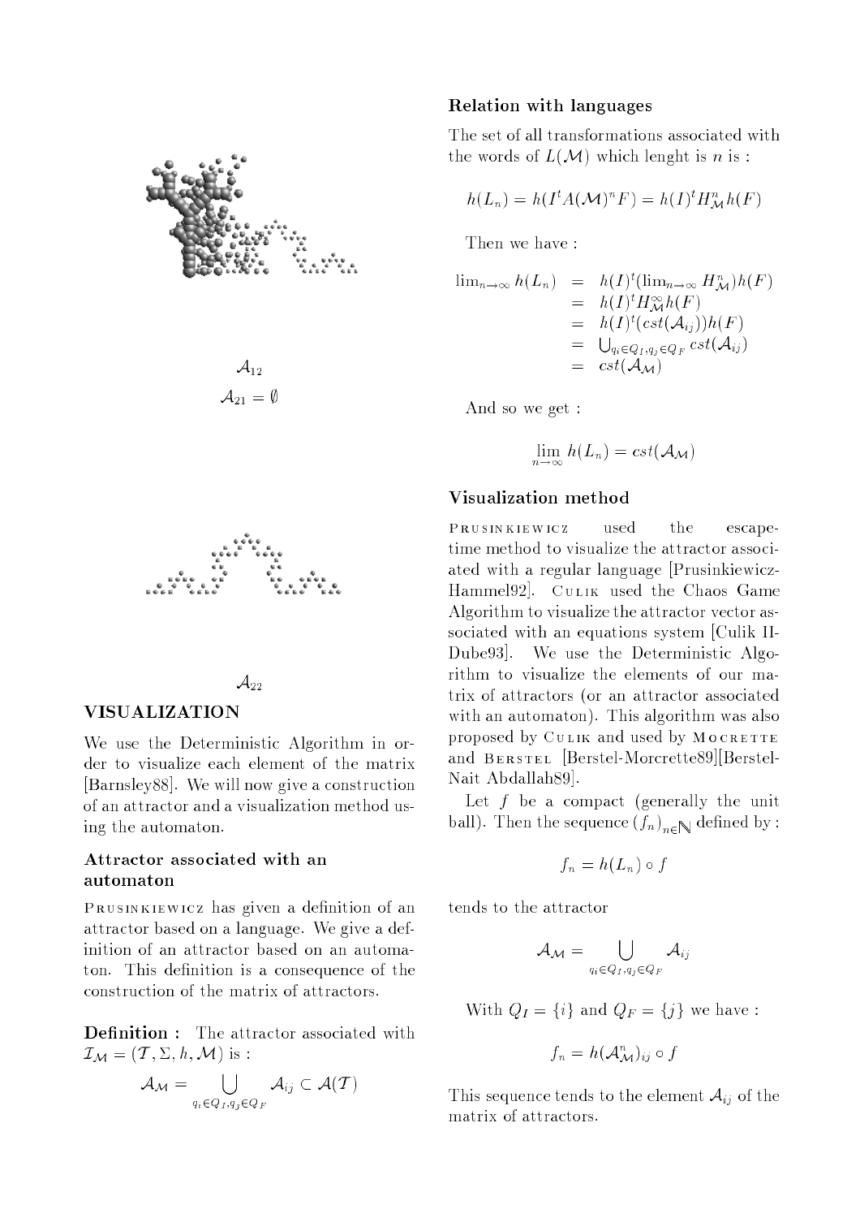$\mathcal{A}_{12}$

$\mathcal{A}_{21} = \emptyset$

$\mathcal{A}_{22}$

## VISUALIZATION

We use the Deterministic Algorithm in order to visualize each element of the matrix [Barnsley88]. We will now give a construction of an attractor and a visualization method using the automaton.

### Attractor associated with an automaton

Prusinkiewicz has given a definition of an attractor based on a language. We give a definition of an attractor based on an automaton. This definition is a consequence of the construction of the matrix of attractors.

**Definition :** The attractor associated with $\mathcal{I}_{\mathcal{M}} = (\mathcal{T}, \Sigma, h, \mathcal{M})$ is :

$$\mathcal{A}_{\mathcal{M}} = \bigcup_{q_i \in Q_I, q_j \in Q_F} \mathcal{A}_{ij} \subset \mathcal{A}(\mathcal{T})$$

### Relation with languages

The set of all transformations associated with the words of $L(\mathcal{M})$ which lenght is $n$ is :

$$h(L_n) = h(I^t A(\mathcal{M})^n F) = h(I)^t H^n_{\mathcal{M}} h(F)$$

Then we have :

$$\begin{aligned} \lim_{n\to\infty} h(L_n) &= h(I)^t (\lim_{n\to\infty} H^n_{\mathcal{M}}) h(F) \\ &= h(I)^t H^{\infty}_{\mathcal{M}} h(F) \\ &= h(I)^t (cst(\mathcal{A}_{ij})) h(F) \\ &= \bigcup_{q_i \in Q_I, q_j \in Q_F} cst(\mathcal{A}_{ij}) \\ &= cst(\mathcal{A}_{\mathcal{M}}) \end{aligned}$$

And so we get :

$$\lim_{n\to\infty} h(L_n) = cst(\mathcal{A}_{\mathcal{M}})$$

### Visualization method

Prusinkiewicz used the escape-time method to visualize the attractor associated with a regular language [Prusinkiewicz-Hammel92]. Culik used the Chaos Game Algorithm to visualize the attractor vector associated with an equations system [Culik II-Dube93]. We use the Deterministic Algorithm to visualize the elements of our matrix of attractors (or an attractor associated with an automaton). This algorithm was also proposed by Culik and used by Mocrette and Berstel [Berstel-Morcrette89][Berstel-Nait Abdallah89].

Let $f$ be a compact (generally the unit ball). Then the sequence $(f_n)_{n\in\mathbb{N}}$ defined by :

$$f_n = h(L_n) \circ f$$

tends to the attractor

$$\mathcal{A}_{\mathcal{M}} = \bigcup_{q_i \in Q_I, q_j \in Q_F} \mathcal{A}_{ij}$$

With $Q_I = \{i\}$ and $Q_F = \{j\}$ we have :

$$f_n = h(\mathcal{A}^n_{\mathcal{M}})_{ij} \circ f$$

This sequence tends to the element $\mathcal{A}_{ij}$ of the matrix of attractors.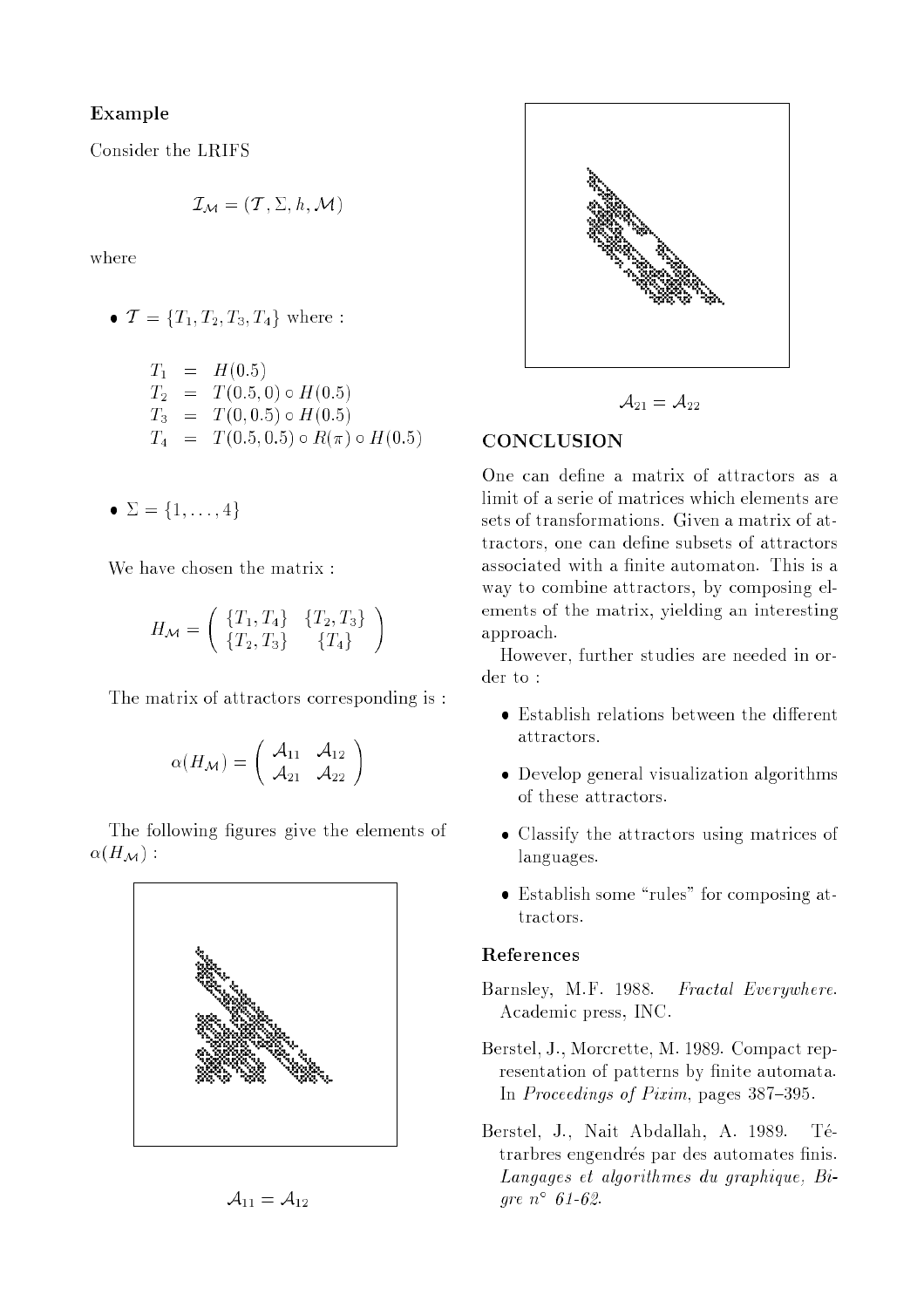### Example

Consider the LRIFS

$$\mathcal{I}_{\mathcal{M}} = (\mathcal{T}, \Sigma, h, \mathcal{M})$$

where

- $\mathcal{T} = \{T_1, T_2, T_3, T_4\}$ where :

$$\begin{aligned}
T_1 &= H(0.5) \\
T_2 &= T(0.5, 0) \circ H(0.5) \\
T_3 &= T(0, 0.5) \circ H(0.5) \\
T_4 &= T(0.5, 0.5) \circ R(\pi) \circ H(0.5)
\end{aligned}$$

- $\Sigma = \{1, \ldots, 4\}$

We have chosen the matrix :

$$H_{\mathcal{M}} = \begin{pmatrix} \{T_1, T_4\} & \{T_2, T_3\} \\ \{T_2, T_3\} & \{T_4\} \end{pmatrix}$$

The matrix of attractors corresponding is :

$$\alpha(H_{\mathcal{M}}) = \begin{pmatrix} \mathcal{A}_{11} & \mathcal{A}_{12} \\ \mathcal{A}_{21} & \mathcal{A}_{22} \end{pmatrix}$$

The following figures give the elements of $\alpha(H_{\mathcal{M}})$ :

$\mathcal{A}_{11} = \mathcal{A}_{12}$

$\mathcal{A}_{21} = \mathcal{A}_{22}$

## CONCLUSION

One can define a matrix of attractors as a limit of a serie of matrices which elements are sets of transformations. Given a matrix of attractors, one can define subsets of attractors associated with a finite automaton. This is a way to combine attractors, by composing elements of the matrix, yielding an interesting approach.

However, further studies are needed in order to :

- Establish relations between the different attractors.
- Develop general visualization algorithms of these attractors.
- Classify the attractors using matrices of languages.
- Establish some "rules" for composing attractors.

### References

Barnsley, M.F. 1988. *Fractal Everywhere*. Academic press, INC.

Berstel, J., Morcrette, M. 1989. Compact representation of patterns by finite automata. In *Proceedings of Pixim*, pages 387–395.

Berstel, J., Nait Abdallah, A. 1989. Tétrarbres engendrés par des automates finis. *Langages et algorithmes du graphique, Bigre n° 61-62*.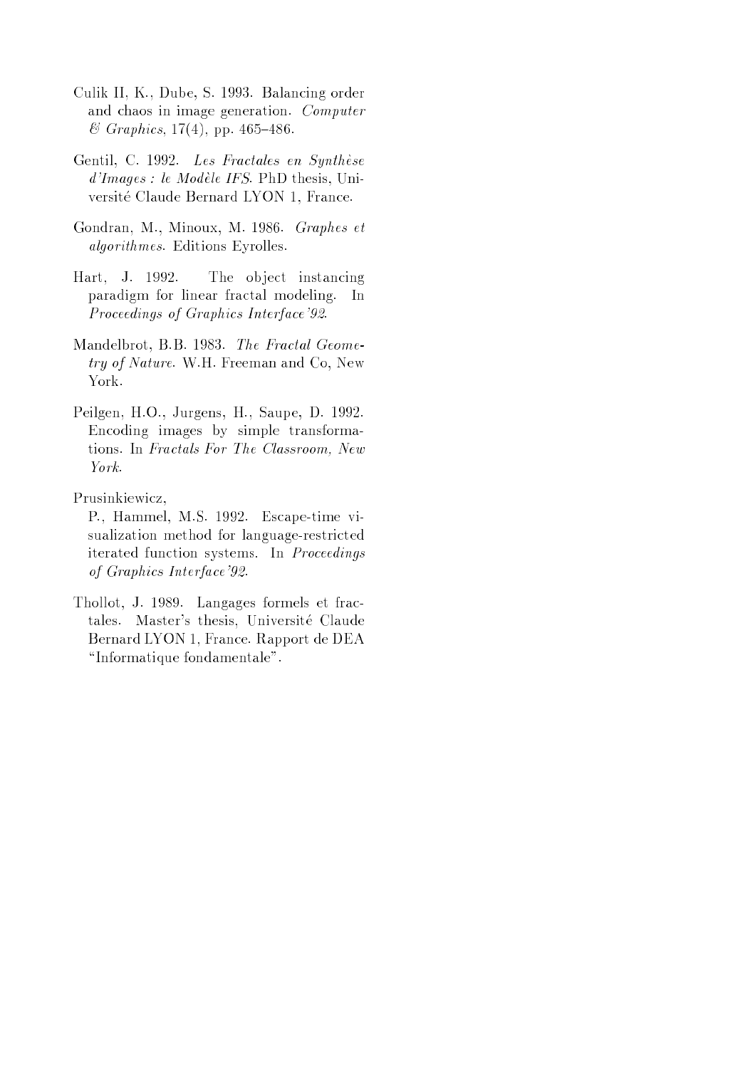Culik II, K., Dube, S. 1993. Balancing order and chaos in image generation. *Computer & Graphics*, 17(4), pp. 465–486.

Gentil, C. 1992. *Les Fractales en Synthèse d'Images : le Modèle IFS*. PhD thesis, Université Claude Bernard LYON 1, France.

Gondran, M., Minoux, M. 1986. *Graphes et algorithmes*. Editions Eyrolles.

Hart, J. 1992. The object instancing paradigm for linear fractal modeling. In *Proceedings of Graphics Interface'92*.

Mandelbrot, B.B. 1983. *The Fractal Geometry of Nature*. W.H. Freeman and Co, New York.

Peilgen, H.O., Jurgens, H., Saupe, D. 1992. Encoding images by simple transformations. In *Fractals For The Classroom, New York*.

Prusinkiewicz, P., Hammel, M.S. 1992. Escape-time visualization method for language-restricted iterated function systems. In *Proceedings of Graphics Interface'92*.

Thollot, J. 1989. Langages formels et fractales. Master's thesis, Université Claude Bernard LYON 1, France. Rapport de DEA "Informatique fondamentale".